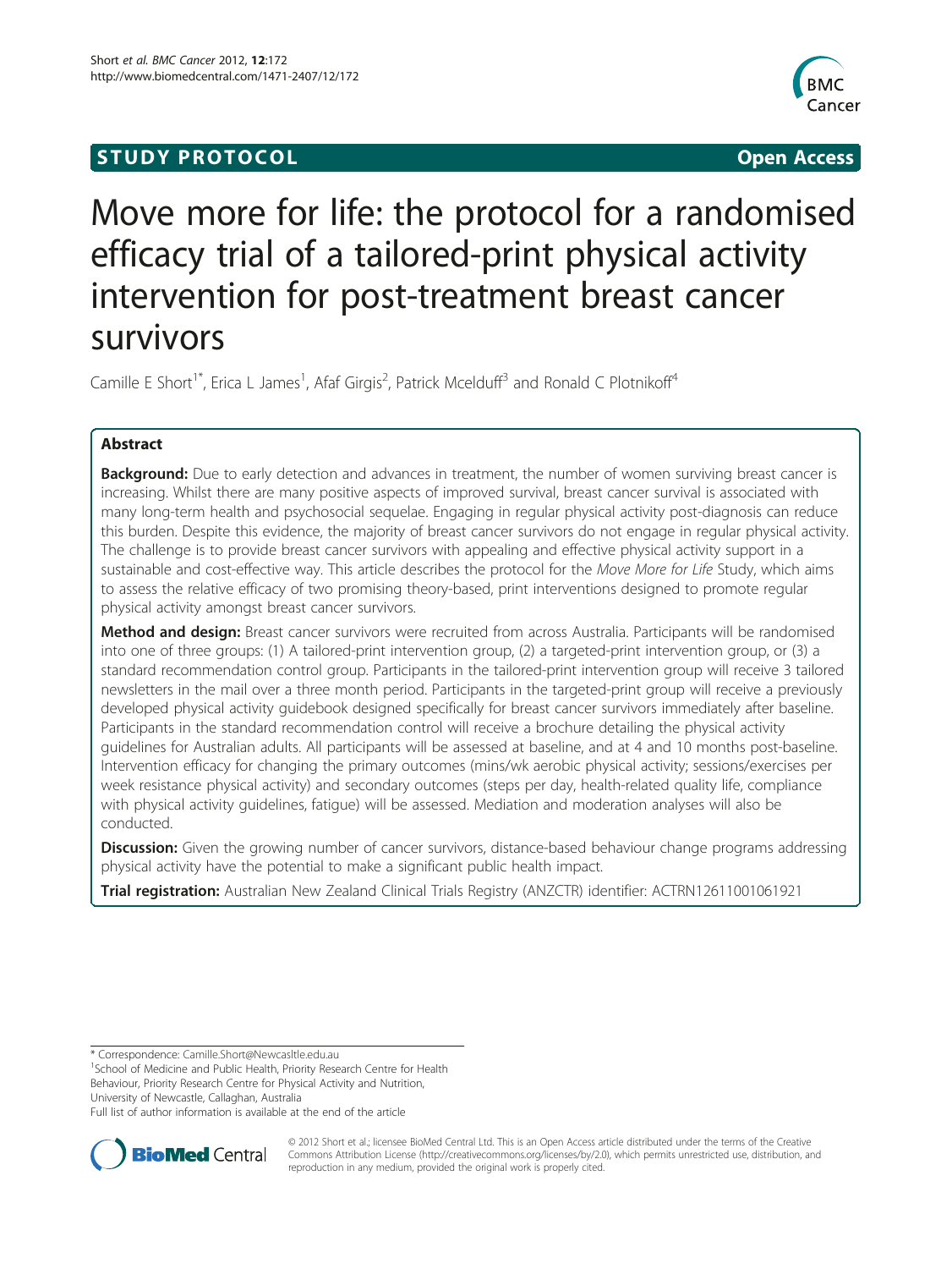STUDY PROTOCOL Open Access

# Move more for life: the protocol for a randomised efficacy trial of a tailored-print physical activity intervention for post-treatment breast cancer survivors

Camille E Short[1*], Erica L James[1], Afaf Girgis[2], Patrick Mcelduff[3] and Ronald C Plotnikoff[4]

## Abstract

**Background:** Due to early detection and advances in treatment, the number of women surviving breast cancer is increasing. Whilst there are many positive aspects of improved survival, breast cancer survival is associated with many long-term health and psychosocial sequelae. Engaging in regular physical activity post-diagnosis can reduce this burden. Despite this evidence, the majority of breast cancer survivors do not engage in regular physical activity. The challenge is to provide breast cancer survivors with appealing and effective physical activity support in a sustainable and cost-effective way. This article describes the protocol for the *Move More for Life* Study, which aims to assess the relative efficacy of two promising theory-based, print interventions designed to promote regular physical activity amongst breast cancer survivors.

**Method and design:** Breast cancer survivors were recruited from across Australia. Participants will be randomised into one of three groups: (1) A tailored-print intervention group, (2) a targeted-print intervention group, or (3) a standard recommendation control group. Participants in the tailored-print intervention group will receive 3 tailored newsletters in the mail over a three month period. Participants in the targeted-print group will receive a previously developed physical activity guidebook designed specifically for breast cancer survivors immediately after baseline. Participants in the standard recommendation control will receive a brochure detailing the physical activity guidelines for Australian adults. All participants will be assessed at baseline, and at 4 and 10 months post-baseline. Intervention efficacy for changing the primary outcomes (mins/wk aerobic physical activity; sessions/exercises per week resistance physical activity) and secondary outcomes (steps per day, health-related quality life, compliance with physical activity guidelines, fatigue) will be assessed. Mediation and moderation analyses will also be conducted.

**Discussion:** Given the growing number of cancer survivors, distance-based behaviour change programs addressing physical activity have the potential to make a significant public health impact.

**Trial registration:** Australian New Zealand Clinical Trials Registry (ANZCTR) identifier: ACTRN12611001061921

\* Correspondence: Camille.Short@Newcasltle.edu.au
[1]School of Medicine and Public Health, Priority Research Centre for Health Behaviour, Priority Research Centre for Physical Activity and Nutrition, University of Newcastle, Callaghan, Australia
Full list of author information is available at the end of the article

© 2012 Short et al.; licensee BioMed Central Ltd. This is an Open Access article distributed under the terms of the Creative Commons Attribution License (http://creativecommons.org/licenses/by/2.0), which permits unrestricted use, distribution, and reproduction in any medium, provided the original work is properly cited.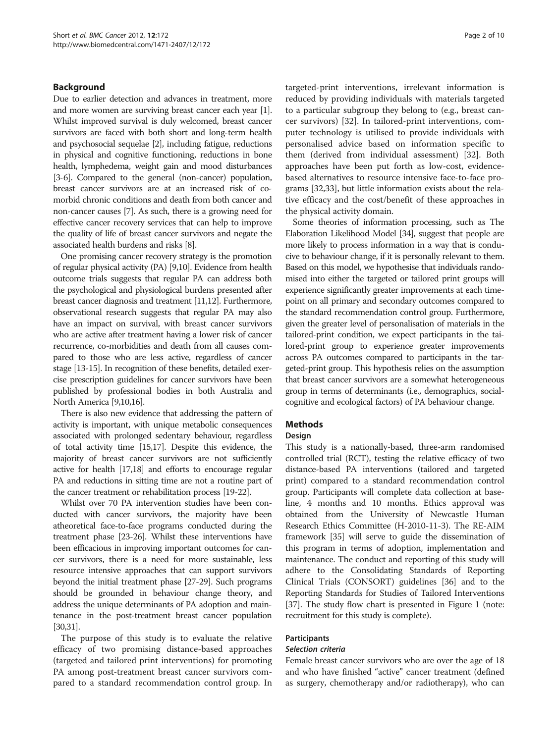## Background

Due to earlier detection and advances in treatment, more and more women are surviving breast cancer each year [1]. Whilst improved survival is duly welcomed, breast cancer survivors are faced with both short and long-term health and psychosocial sequelae [2], including fatigue, reductions in physical and cognitive functioning, reductions in bone health, lymphedema, weight gain and mood disturbances [3-6]. Compared to the general (non-cancer) population, breast cancer survivors are at an increased risk of co-morbid chronic conditions and death from both cancer and non-cancer causes [7]. As such, there is a growing need for effective cancer recovery services that can help to improve the quality of life of breast cancer survivors and negate the associated health burdens and risks [8].

One promising cancer recovery strategy is the promotion of regular physical activity (PA) [9,10]. Evidence from health outcome trials suggests that regular PA can address both the psychological and physiological burdens presented after breast cancer diagnosis and treatment [11,12]. Furthermore, observational research suggests that regular PA may also have an impact on survival, with breast cancer survivors who are active after treatment having a lower risk of cancer recurrence, co-morbidities and death from all causes compared to those who are less active, regardless of cancer stage [13-15]. In recognition of these benefits, detailed exercise prescription guidelines for cancer survivors have been published by professional bodies in both Australia and North America [9,10,16].

There is also new evidence that addressing the pattern of activity is important, with unique metabolic consequences associated with prolonged sedentary behaviour, regardless of total activity time [15,17]. Despite this evidence, the majority of breast cancer survivors are not sufficiently active for health [17,18] and efforts to encourage regular PA and reductions in sitting time are not a routine part of the cancer treatment or rehabilitation process [19-22].

Whilst over 70 PA intervention studies have been conducted with cancer survivors, the majority have been atheoretical face-to-face programs conducted during the treatment phase [23-26]. Whilst these interventions have been efficacious in improving important outcomes for cancer survivors, there is a need for more sustainable, less resource intensive approaches that can support survivors beyond the initial treatment phase [27-29]. Such programs should be grounded in behaviour change theory, and address the unique determinants of PA adoption and maintenance in the post-treatment breast cancer population [30,31].

The purpose of this study is to evaluate the relative efficacy of two promising distance-based approaches (targeted and tailored print interventions) for promoting PA among post-treatment breast cancer survivors compared to a standard recommendation control group. In targeted-print interventions, irrelevant information is reduced by providing individuals with materials targeted to a particular subgroup they belong to (e.g., breast cancer survivors) [32]. In tailored-print interventions, computer technology is utilised to provide individuals with personalised advice based on information specific to them (derived from individual assessment) [32]. Both approaches have been put forth as low-cost, evidence-based alternatives to resource intensive face-to-face programs [32,33], but little information exists about the relative efficacy and the cost/benefit of these approaches in the physical activity domain.

Some theories of information processing, such as The Elaboration Likelihood Model [34], suggest that people are more likely to process information in a way that is conducive to behaviour change, if it is personally relevant to them. Based on this model, we hypothesise that individuals randomised into either the targeted or tailored print groups will experience significantly greater improvements at each timepoint on all primary and secondary outcomes compared to the standard recommendation control group. Furthermore, given the greater level of personalisation of materials in the tailored-print condition, we expect participants in the tailored-print group to experience greater improvements across PA outcomes compared to participants in the targeted-print group. This hypothesis relies on the assumption that breast cancer survivors are a somewhat heterogeneous group in terms of determinants (i.e., demographics, social-cognitive and ecological factors) of PA behaviour change.

## Methods

### Design

This study is a nationally-based, three-arm randomised controlled trial (RCT), testing the relative efficacy of two distance-based PA interventions (tailored and targeted print) compared to a standard recommendation control group. Participants will complete data collection at baseline, 4 months and 10 months. Ethics approval was obtained from the University of Newcastle Human Research Ethics Committee (H-2010-11-3). The RE-AIM framework [35] will serve to guide the dissemination of this program in terms of adoption, implementation and maintenance. The conduct and reporting of this study will adhere to the Consolidating Standards of Reporting Clinical Trials (CONSORT) guidelines [36] and to the Reporting Standards for Studies of Tailored Interventions [37]. The study flow chart is presented in Figure 1 (note: recruitment for this study is complete).

### Participants

#### *Selection criteria*

Female breast cancer survivors who are over the age of 18 and who have finished "active" cancer treatment (defined as surgery, chemotherapy and/or radiotherapy), who can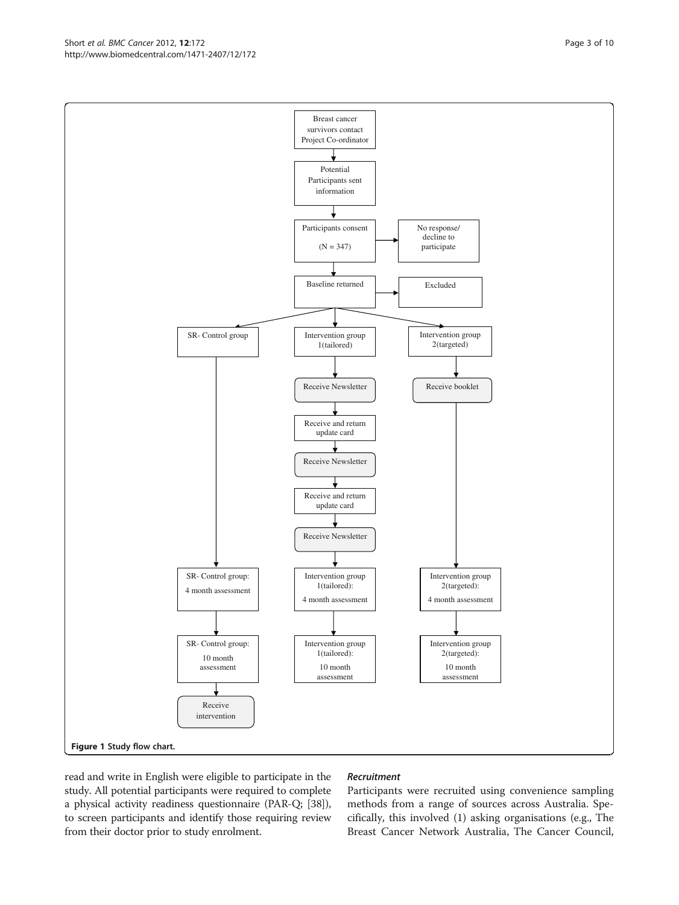Figure 1 Study flow chart.

read and write in English were eligible to participate in the study. All potential participants were required to complete a physical activity readiness questionnaire (PAR-Q; [38]), to screen participants and identify those requiring review from their doctor prior to study enrolment.

### Recruitment

Participants were recruited using convenience sampling methods from a range of sources across Australia. Specifically, this involved (1) asking organisations (e.g., The Breast Cancer Network Australia, The Cancer Council,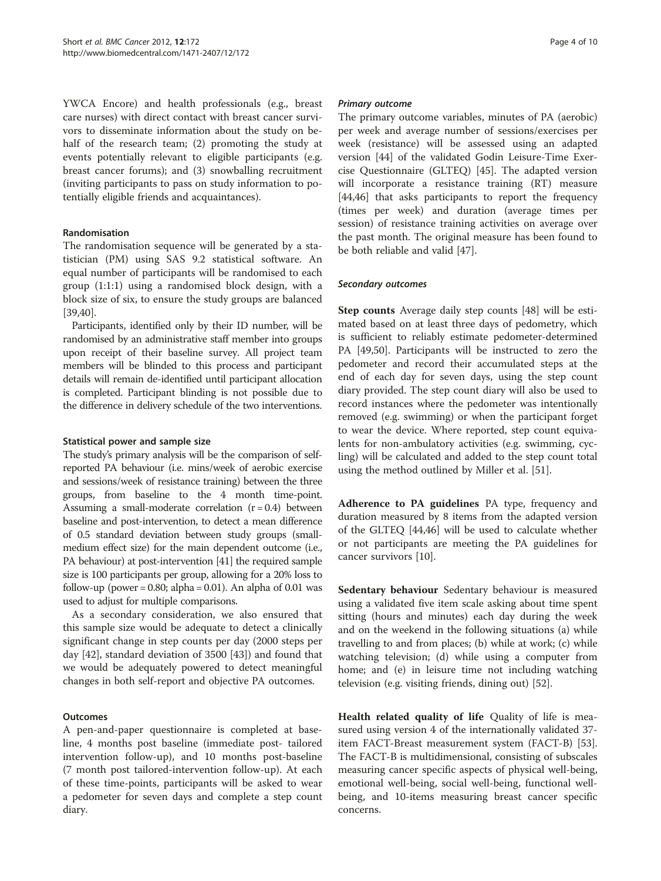YWCA Encore) and health professionals (e.g., breast care nurses) with direct contact with breast cancer survivors to disseminate information about the study on behalf of the research team; (2) promoting the study at events potentially relevant to eligible participants (e.g. breast cancer forums); and (3) snowballing recruitment (inviting participants to pass on study information to potentially eligible friends and acquaintances).

### Randomisation

The randomisation sequence will be generated by a statistician (PM) using SAS 9.2 statistical software. An equal number of participants will be randomised to each group (1:1:1) using a randomised block design, with a block size of six, to ensure the study groups are balanced [39,40].

Participants, identified only by their ID number, will be randomised by an administrative staff member into groups upon receipt of their baseline survey. All project team members will be blinded to this process and participant details will remain de-identified until participant allocation is completed. Participant blinding is not possible due to the difference in delivery schedule of the two interventions.

### Statistical power and sample size

The study's primary analysis will be the comparison of self-reported PA behaviour (i.e. mins/week of aerobic exercise and sessions/week of resistance training) between the three groups, from baseline to the 4 month time-point. Assuming a small-moderate correlation ($r = 0.4$) between baseline and post-intervention, to detect a mean difference of 0.5 standard deviation between study groups (small-medium effect size) for the main dependent outcome (i.e., PA behaviour) at post-intervention [41] the required sample size is 100 participants per group, allowing for a 20% loss to follow-up (power = 0.80; alpha = 0.01). An alpha of 0.01 was used to adjust for multiple comparisons.

As a secondary consideration, we also ensured that this sample size would be adequate to detect a clinically significant change in step counts per day (2000 steps per day [42], standard deviation of 3500 [43]) and found that we would be adequately powered to detect meaningful changes in both self-report and objective PA outcomes.

### Outcomes

A pen-and-paper questionnaire is completed at baseline, 4 months post baseline (immediate post- tailored intervention follow-up), and 10 months post-baseline (7 month post tailored-intervention follow-up). At each of these time-points, participants will be asked to wear a pedometer for seven days and complete a step count diary.

#### *Primary outcome*

The primary outcome variables, minutes of PA (aerobic) per week and average number of sessions/exercises per week (resistance) will be assessed using an adapted version [44] of the validated Godin Leisure-Time Exercise Questionnaire (GLTEQ) [45]. The adapted version will incorporate a resistance training (RT) measure [44,46] that asks participants to report the frequency (times per week) and duration (average times per session) of resistance training activities on average over the past month. The original measure has been found to be both reliable and valid [47].

#### *Secondary outcomes*

**Step counts** Average daily step counts [48] will be estimated based on at least three days of pedometry, which is sufficient to reliably estimate pedometer-determined PA [49,50]. Participants will be instructed to zero the pedometer and record their accumulated steps at the end of each day for seven days, using the step count diary provided. The step count diary will also be used to record instances where the pedometer was intentionally removed (e.g. swimming) or when the participant forget to wear the device. Where reported, step count equivalents for non-ambulatory activities (e.g. swimming, cycling) will be calculated and added to the step count total using the method outlined by Miller et al. [51].

**Adherence to PA guidelines** PA type, frequency and duration measured by 8 items from the adapted version of the GLTEQ [44,46] will be used to calculate whether or not participants are meeting the PA guidelines for cancer survivors [10].

**Sedentary behaviour** Sedentary behaviour is measured using a validated five item scale asking about time spent sitting (hours and minutes) each day during the week and on the weekend in the following situations (a) while travelling to and from places; (b) while at work; (c) while watching television; (d) while using a computer from home; and (e) in leisure time not including watching television (e.g. visiting friends, dining out) [52].

**Health related quality of life** Quality of life is measured using version 4 of the internationally validated 37-item FACT-Breast measurement system (FACT-B) [53]. The FACT-B is multidimensional, consisting of subscales measuring cancer specific aspects of physical well-being, emotional well-being, social well-being, functional well-being, and 10-items measuring breast cancer specific concerns.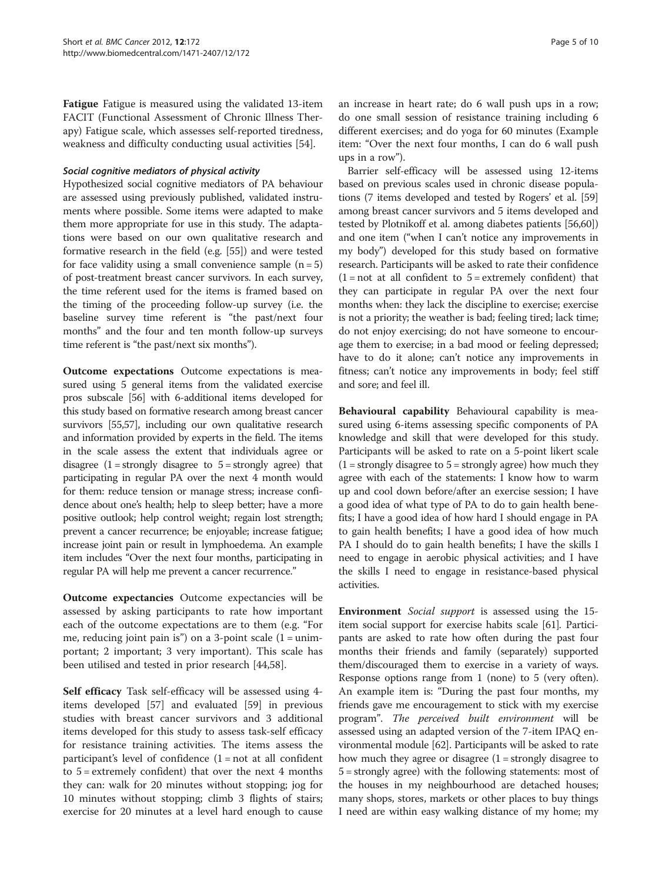**Fatigue** Fatigue is measured using the validated 13-item FACIT (Functional Assessment of Chronic Illness Therapy) Fatigue scale, which assesses self-reported tiredness, weakness and difficulty conducting usual activities [54].

#### *Social cognitive mediators of physical activity*

Hypothesized social cognitive mediators of PA behaviour are assessed using previously published, validated instruments where possible. Some items were adapted to make them more appropriate for use in this study. The adaptations were based on our own qualitative research and formative research in the field (e.g. [55]) and were tested for face validity using a small convenience sample (n = 5) of post-treatment breast cancer survivors. In each survey, the time referent used for the items is framed based on the timing of the proceeding follow-up survey (i.e. the baseline survey time referent is "the past/next four months" and the four and ten month follow-up surveys time referent is "the past/next six months").

**Outcome expectations** Outcome expectations is measured using 5 general items from the validated exercise pros subscale [56] with 6-additional items developed for this study based on formative research among breast cancer survivors [55,57], including our own qualitative research and information provided by experts in the field. The items in the scale assess the extent that individuals agree or disagree (1 = strongly disagree to 5 = strongly agree) that participating in regular PA over the next 4 month would for them: reduce tension or manage stress; increase confidence about one's health; help to sleep better; have a more positive outlook; help control weight; regain lost strength; prevent a cancer recurrence; be enjoyable; increase fatigue; increase joint pain or result in lymphoedema. An example item includes "Over the next four months, participating in regular PA will help me prevent a cancer recurrence."

**Outcome expectancies** Outcome expectancies will be assessed by asking participants to rate how important each of the outcome expectations are to them (e.g. "For me, reducing joint pain is") on a 3-point scale (1 = unimportant; 2 important; 3 very important). This scale has been utilised and tested in prior research [44,58].

**Self efficacy** Task self-efficacy will be assessed using 4-items developed [57] and evaluated [59] in previous studies with breast cancer survivors and 3 additional items developed for this study to assess task-self efficacy for resistance training activities. The items assess the participant's level of confidence (1 = not at all confident to 5 = extremely confident) that over the next 4 months they can: walk for 20 minutes without stopping; jog for 10 minutes without stopping; climb 3 flights of stairs; exercise for 20 minutes at a level hard enough to cause an increase in heart rate; do 6 wall push ups in a row; do one small session of resistance training including 6 different exercises; and do yoga for 60 minutes (Example item: "Over the next four months, I can do 6 wall push ups in a row").

Barrier self-efficacy will be assessed using 12-items based on previous scales used in chronic disease populations (7 items developed and tested by Rogers' et al. [59] among breast cancer survivors and 5 items developed and tested by Plotnikoff et al. among diabetes patients [56,60]) and one item ("when I can't notice any improvements in my body") developed for this study based on formative research. Participants will be asked to rate their confidence (1 = not at all confident to 5 = extremely confident) that they can participate in regular PA over the next four months when: they lack the discipline to exercise; exercise is not a priority; the weather is bad; feeling tired; lack time; do not enjoy exercising; do not have someone to encourage them to exercise; in a bad mood or feeling depressed; have to do it alone; can't notice any improvements in fitness; can't notice any improvements in body; feel stiff and sore; and feel ill.

**Behavioural capability** Behavioural capability is measured using 6-items assessing specific components of PA knowledge and skill that were developed for this study. Participants will be asked to rate on a 5-point likert scale (1 = strongly disagree to 5 = strongly agree) how much they agree with each of the statements: I know how to warm up and cool down before/after an exercise session; I have a good idea of what type of PA to do to gain health benefits; I have a good idea of how hard I should engage in PA to gain health benefits; I have a good idea of how much PA I should do to gain health benefits; I have the skills I need to engage in aerobic physical activities; and I have the skills I need to engage in resistance-based physical activities.

**Environment** *Social support* is assessed using the 15-item social support for exercise habits scale [61]. Participants are asked to rate how often during the past four months their friends and family (separately) supported them/discouraged them to exercise in a variety of ways. Response options range from 1 (none) to 5 (very often). An example item is: "During the past four months, my friends gave me encouragement to stick with my exercise program". *The perceived built environment* will be assessed using an adapted version of the 7-item IPAQ environmental module [62]. Participants will be asked to rate how much they agree or disagree (1 = strongly disagree to 5 = strongly agree) with the following statements: most of the houses in my neighbourhood are detached houses; many shops, stores, markets or other places to buy things I need are within easy walking distance of my home; my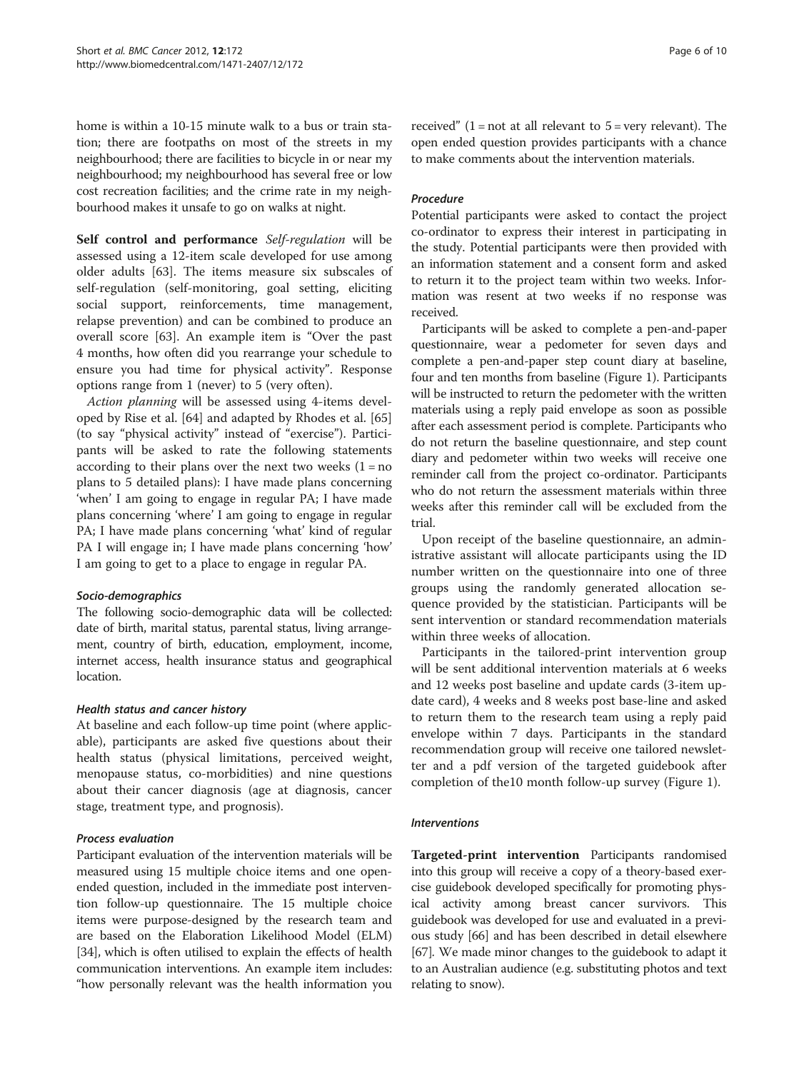home is within a 10-15 minute walk to a bus or train station; there are footpaths on most of the streets in my neighbourhood; there are facilities to bicycle in or near my neighbourhood; my neighbourhood has several free or low cost recreation facilities; and the crime rate in my neighbourhood makes it unsafe to go on walks at night.

**Self control and performance** *Self-regulation* will be assessed using a 12-item scale developed for use among older adults [63]. The items measure six subscales of self-regulation (self-monitoring, goal setting, eliciting social support, reinforcements, time management, relapse prevention) and can be combined to produce an overall score [63]. An example item is "Over the past 4 months, how often did you rearrange your schedule to ensure you had time for physical activity". Response options range from 1 (never) to 5 (very often).

*Action planning* will be assessed using 4-items developed by Rise et al. [64] and adapted by Rhodes et al. [65] (to say "physical activity" instead of "exercise"). Participants will be asked to rate the following statements according to their plans over the next two weeks (1 = no plans to 5 detailed plans): I have made plans concerning 'when' I am going to engage in regular PA; I have made plans concerning 'where' I am going to engage in regular PA; I have made plans concerning 'what' kind of regular PA I will engage in; I have made plans concerning 'how' I am going to get to a place to engage in regular PA.

#### *Socio-demographics*

The following socio-demographic data will be collected: date of birth, marital status, parental status, living arrangement, country of birth, education, employment, income, internet access, health insurance status and geographical location.

#### *Health status and cancer history*

At baseline and each follow-up time point (where applicable), participants are asked five questions about their health status (physical limitations, perceived weight, menopause status, co-morbidities) and nine questions about their cancer diagnosis (age at diagnosis, cancer stage, treatment type, and prognosis).

#### *Process evaluation*

Participant evaluation of the intervention materials will be measured using 15 multiple choice items and one open-ended question, included in the immediate post intervention follow-up questionnaire. The 15 multiple choice items were purpose-designed by the research team and are based on the Elaboration Likelihood Model (ELM) [34], which is often utilised to explain the effects of health communication interventions. An example item includes: "how personally relevant was the health information you received" (1 = not at all relevant to 5 = very relevant). The open ended question provides participants with a chance to make comments about the intervention materials.

#### *Procedure*

Potential participants were asked to contact the project co-ordinator to express their interest in participating in the study. Potential participants were then provided with an information statement and a consent form and asked to return it to the project team within two weeks. Information was resent at two weeks if no response was received.

Participants will be asked to complete a pen-and-paper questionnaire, wear a pedometer for seven days and complete a pen-and-paper step count diary at baseline, four and ten months from baseline (Figure 1). Participants will be instructed to return the pedometer with the written materials using a reply paid envelope as soon as possible after each assessment period is complete. Participants who do not return the baseline questionnaire, and step count diary and pedometer within two weeks will receive one reminder call from the project co-ordinator. Participants who do not return the assessment materials within three weeks after this reminder call will be excluded from the trial.

Upon receipt of the baseline questionnaire, an administrative assistant will allocate participants using the ID number written on the questionnaire into one of three groups using the randomly generated allocation sequence provided by the statistician. Participants will be sent intervention or standard recommendation materials within three weeks of allocation.

Participants in the tailored-print intervention group will be sent additional intervention materials at 6 weeks and 12 weeks post baseline and update cards (3-item update card), 4 weeks and 8 weeks post base-line and asked to return them to the research team using a reply paid envelope within 7 days. Participants in the standard recommendation group will receive one tailored newsletter and a pdf version of the targeted guidebook after completion of the10 month follow-up survey (Figure 1).

#### *Interventions*

**Targeted-print intervention** Participants randomised into this group will receive a copy of a theory-based exercise guidebook developed specifically for promoting physical activity among breast cancer survivors. This guidebook was developed for use and evaluated in a previous study [66] and has been described in detail elsewhere [67]. We made minor changes to the guidebook to adapt it to an Australian audience (e.g. substituting photos and text relating to snow).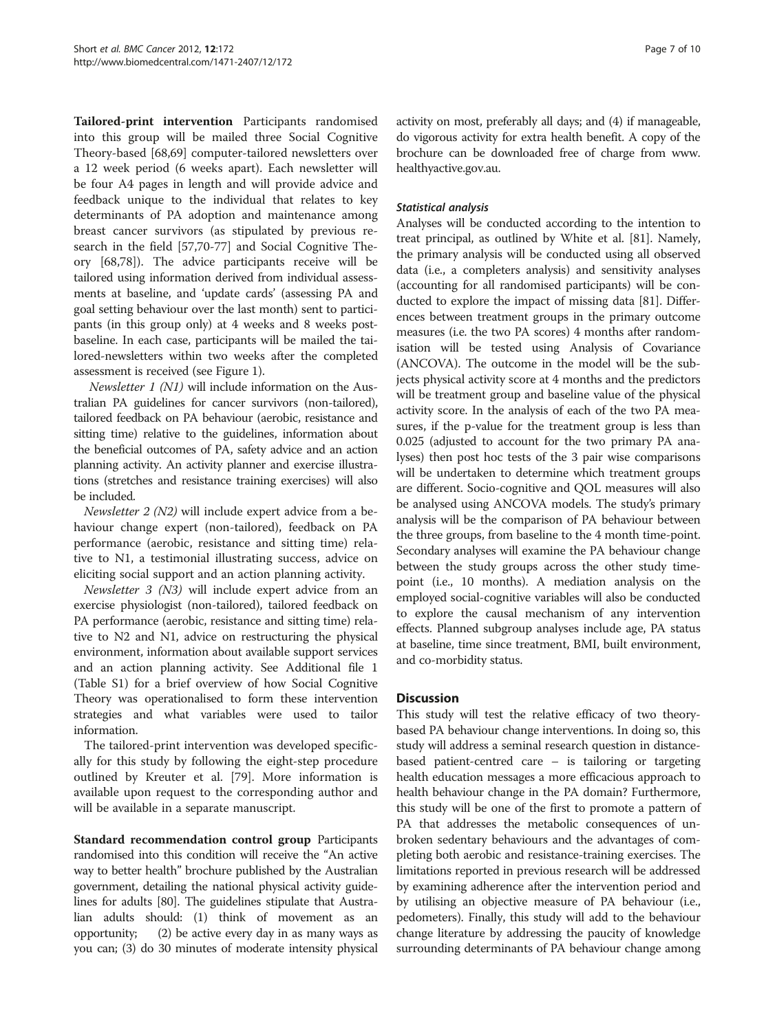**Tailored-print intervention** Participants randomised into this group will be mailed three Social Cognitive Theory-based [68,69] computer-tailored newsletters over a 12 week period (6 weeks apart). Each newsletter will be four A4 pages in length and will provide advice and feedback unique to the individual that relates to key determinants of PA adoption and maintenance among breast cancer survivors (as stipulated by previous research in the field [57,70-77] and Social Cognitive Theory [68,78]). The advice participants receive will be tailored using information derived from individual assessments at baseline, and 'update cards' (assessing PA and goal setting behaviour over the last month) sent to participants (in this group only) at 4 weeks and 8 weeks post-baseline. In each case, participants will be mailed the tailored-newsletters within two weeks after the completed assessment is received (see Figure 1).

*Newsletter 1 (N1)* will include information on the Australian PA guidelines for cancer survivors (non-tailored), tailored feedback on PA behaviour (aerobic, resistance and sitting time) relative to the guidelines, information about the beneficial outcomes of PA, safety advice and an action planning activity. An activity planner and exercise illustrations (stretches and resistance training exercises) will also be included.

*Newsletter 2 (N2)* will include expert advice from a behaviour change expert (non-tailored), feedback on PA performance (aerobic, resistance and sitting time) relative to N1, a testimonial illustrating success, advice on eliciting social support and an action planning activity.

*Newsletter 3 (N3)* will include expert advice from an exercise physiologist (non-tailored), tailored feedback on PA performance (aerobic, resistance and sitting time) relative to N2 and N1, advice on restructuring the physical environment, information about available support services and an action planning activity. See Additional file 1 (Table S1) for a brief overview of how Social Cognitive Theory was operationalised to form these intervention strategies and what variables were used to tailor information.

The tailored-print intervention was developed specifically for this study by following the eight-step procedure outlined by Kreuter et al. [79]. More information is available upon request to the corresponding author and will be available in a separate manuscript.

**Standard recommendation control group** Participants randomised into this condition will receive the "An active way to better health" brochure published by the Australian government, detailing the national physical activity guidelines for adults [80]. The guidelines stipulate that Australian adults should: (1) think of movement as an opportunity; (2) be active every day in as many ways as you can; (3) do 30 minutes of moderate intensity physical activity on most, preferably all days; and (4) if manageable, do vigorous activity for extra health benefit. A copy of the brochure can be downloaded free of charge from www.healthyactive.gov.au.

### *Statistical analysis*

Analyses will be conducted according to the intention to treat principal, as outlined by White et al. [81]. Namely, the primary analysis will be conducted using all observed data (i.e., a completers analysis) and sensitivity analyses (accounting for all randomised participants) will be conducted to explore the impact of missing data [81]. Differences between treatment groups in the primary outcome measures (i.e. the two PA scores) 4 months after randomisation will be tested using Analysis of Covariance (ANCOVA). The outcome in the model will be the subjects physical activity score at 4 months and the predictors will be treatment group and baseline value of the physical activity score. In the analysis of each of the two PA measures, if the p-value for the treatment group is less than 0.025 (adjusted to account for the two primary PA analyses) then post hoc tests of the 3 pair wise comparisons will be undertaken to determine which treatment groups are different. Socio-cognitive and QOL measures will also be analysed using ANCOVA models. The study's primary analysis will be the comparison of PA behaviour between the three groups, from baseline to the 4 month time-point. Secondary analyses will examine the PA behaviour change between the study groups across the other study time-point (i.e., 10 months). A mediation analysis on the employed social-cognitive variables will also be conducted to explore the causal mechanism of any intervention effects. Planned subgroup analyses include age, PA status at baseline, time since treatment, BMI, built environment, and co-morbidity status.

## Discussion

This study will test the relative efficacy of two theory-based PA behaviour change interventions. In doing so, this study will address a seminal research question in distance-based patient-centred care – is tailoring or targeting health education messages a more efficacious approach to health behaviour change in the PA domain? Furthermore, this study will be one of the first to promote a pattern of PA that addresses the metabolic consequences of unbroken sedentary behaviours and the advantages of completing both aerobic and resistance-training exercises. The limitations reported in previous research will be addressed by examining adherence after the intervention period and by utilising an objective measure of PA behaviour (i.e., pedometers). Finally, this study will add to the behaviour change literature by addressing the paucity of knowledge surrounding determinants of PA behaviour change among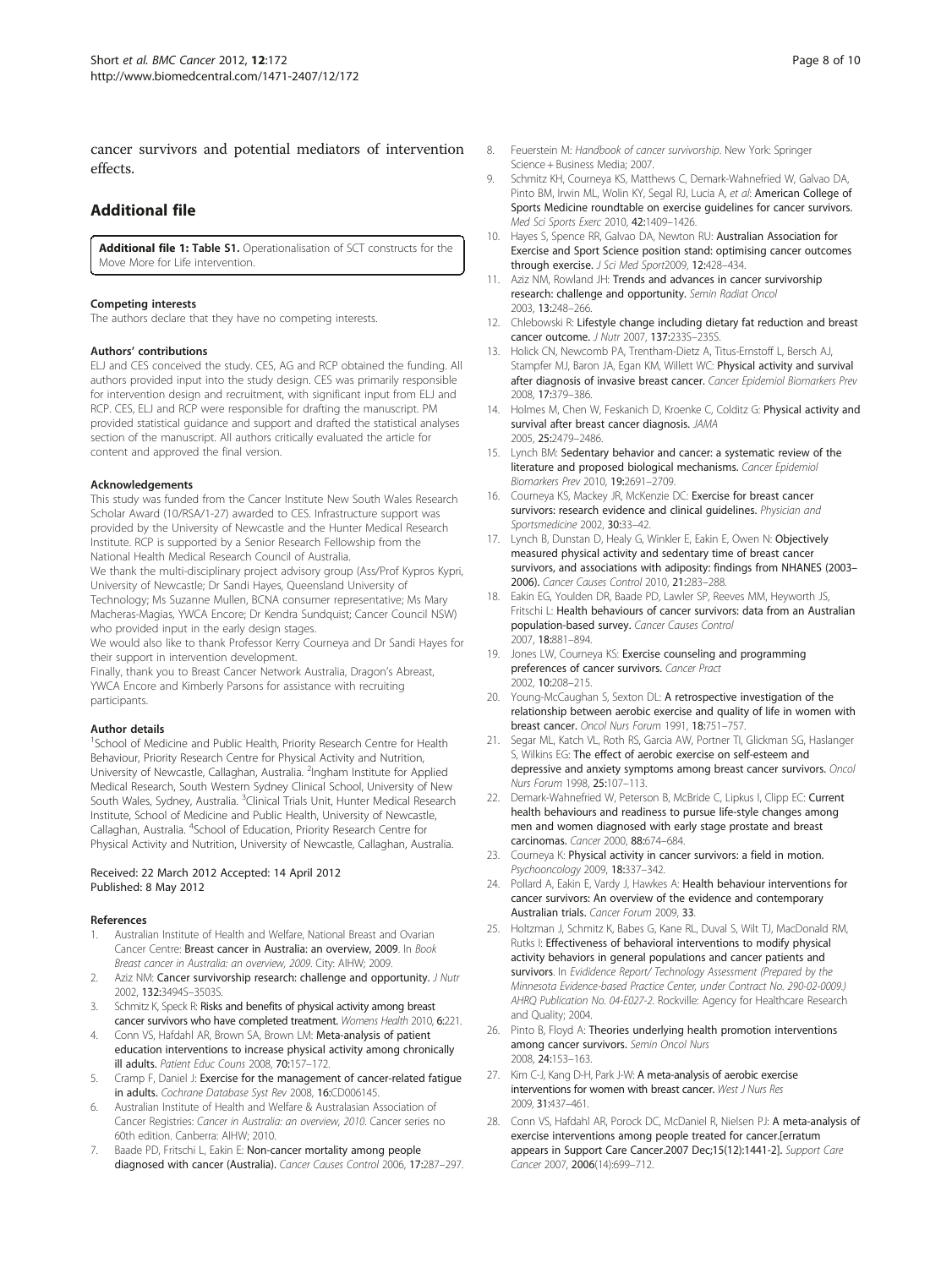cancer survivors and potential mediators of intervention effects.

## Additional file

**Additional file 1: Table S1.** Operationalisation of SCT constructs for the Move More for Life intervention.

#### Competing interests

The authors declare that they have no competing interests.

#### Authors' contributions

ELJ and CES conceived the study. CES, AG and RCP obtained the funding. All authors provided input into the study design. CES was primarily responsible for intervention design and recruitment, with significant input from ELJ and RCP. CES, ELJ and RCP were responsible for drafting the manuscript. PM provided statistical guidance and support and drafted the statistical analyses section of the manuscript. All authors critically evaluated the article for content and approved the final version.

#### Acknowledgements

This study was funded from the Cancer Institute New South Wales Research Scholar Award (10/RSA/1-27) awarded to CES. Infrastructure support was provided by the University of Newcastle and the Hunter Medical Research Institute. RCP is supported by a Senior Research Fellowship from the National Health Medical Research Council of Australia.

We thank the multi-disciplinary project advisory group (Ass/Prof Kypros Kypri, University of Newcastle; Dr Sandi Hayes, Queensland University of Technology; Ms Suzanne Mullen, BCNA consumer representative; Ms Mary Macheras-Magias, YWCA Encore; Dr Kendra Sundquist; Cancer Council NSW) who provided input in the early design stages.

We would also like to thank Professor Kerry Courneya and Dr Sandi Hayes for their support in intervention development.

Finally, thank you to Breast Cancer Network Australia, Dragon's Abreast, YWCA Encore and Kimberly Parsons for assistance with recruiting participants.

#### Author details

[1]School of Medicine and Public Health, Priority Research Centre for Health Behaviour, Priority Research Centre for Physical Activity and Nutrition, University of Newcastle, Callaghan, Australia. [2]Ingham Institute for Applied Medical Research, South Western Sydney Clinical School, University of New South Wales, Sydney, Australia. [3]Clinical Trials Unit, Hunter Medical Research Institute, School of Medicine and Public Health, University of Newcastle, Callaghan, Australia. [4]School of Education, Priority Research Centre for Physical Activity and Nutrition, University of Newcastle, Callaghan, Australia.

Received: 22 March 2012 Accepted: 14 April 2012
Published: 8 May 2012

#### References

1. Australian Institute of Health and Welfare, National Breast and Ovarian Cancer Centre: **Breast cancer in Australia: an overview, 2009**. In *Book Breast cancer in Australia: an overview, 2009*. City: AIHW; 2009.
2. Aziz NM: **Cancer survivorship research: challenge and opportunity.** *J Nutr* 2002, **132:**3494S–3503S.
3. Schmitz K, Speck R: **Risks and benefits of physical activity among breast cancer survivors who have completed treatment.** *Womens Health* 2010, **6:**221.
4. Conn VS, Hafdahl AR, Brown SA, Brown LM: **Meta-analysis of patient education interventions to increase physical activity among chronically ill adults.** *Patient Educ Couns* 2008, **70:**157–172.
5. Cramp F, Daniel J: **Exercise for the management of cancer-related fatigue in adults.** *Cochrane Database Syst Rev* 2008, **16:**CD006145.
6. Australian Institute of Health and Welfare & Australasian Association of Cancer Registries: *Cancer in Australia: an overview, 2010*. Cancer series no 60th edition. Canberra: AIHW; 2010.
7. Baade PD, Fritschi L, Eakin E: **Non-cancer mortality among people diagnosed with cancer (Australia).** *Cancer Causes Control* 2006, **17:**287–297.
8. Feuerstein M: *Handbook of cancer survivorship*. New York: Springer Science + Business Media; 2007.
9. Schmitz KH, Courneya KS, Matthews C, Demark-Wahnefried W, Galvao DA, Pinto BM, Irwin ML, Wolin KY, Segal RJ, Lucia A, *et al*: **American College of Sports Medicine roundtable on exercise guidelines for cancer survivors.** *Med Sci Sports Exerc* 2010, **42:**1409–1426.
10. Hayes S, Spence RR, Galvao DA, Newton RU: **Australian Association for Exercise and Sport Science position stand: optimising cancer outcomes through exercise.** *J Sci Med Sport*2009, **12:**428–434.
11. Aziz NM, Rowland JH: **Trends and advances in cancer survivorship research: challenge and opportunity.** *Semin Radiat Oncol* 2003, **13:**248–266.
12. Chlebowski R: **Lifestyle change including dietary fat reduction and breast cancer outcome.** *J Nutr* 2007, **137:**233S–235S.
13. Holick CN, Newcomb PA, Trentham-Dietz A, Titus-Ernstoff L, Bersch AJ, Stampfer MJ, Baron JA, Egan KM, Willett WC: **Physical activity and survival after diagnosis of invasive breast cancer.** *Cancer Epidemiol Biomarkers Prev* 2008, **17:**379–386.
14. Holmes M, Chen W, Feskanich D, Kroenke C, Colditz G: **Physical activity and survival after breast cancer diagnosis.** *JAMA* 2005, **25:**2479–2486.
15. Lynch BM: **Sedentary behavior and cancer: a systematic review of the literature and proposed biological mechanisms.** *Cancer Epidemiol Biomarkers Prev* 2010, **19:**2691–2709.
16. Courneya KS, Mackey JR, McKenzie DC: **Exercise for breast cancer survivors: research evidence and clinical guidelines.** *Physician and Sportsmedicine* 2002, **30:**33–42.
17. Lynch B, Dunstan D, Healy G, Winkler E, Eakin E, Owen N: **Objectively measured physical activity and sedentary time of breast cancer survivors, and associations with adiposity: findings from NHANES (2003–2006).** *Cancer Causes Control* 2010, **21:**283–288.
18. Eakin EG, Youlden DR, Baade PD, Lawler SP, Reeves MM, Heyworth JS, Fritschi L: **Health behaviours of cancer survivors: data from an Australian population-based survey.** *Cancer Causes Control* 2007, **18:**881–894.
19. Jones LW, Courneya KS: **Exercise counseling and programming preferences of cancer survivors.** *Cancer Pract* 2002, **10:**208–215.
20. Young-McCaughan S, Sexton DL: **A retrospective investigation of the relationship between aerobic exercise and quality of life in women with breast cancer.** *Oncol Nurs Forum* 1991, **18:**751–757.
21. Segar ML, Katch VL, Roth RS, Garcia AW, Portner TI, Glickman SG, Haslanger S, Wilkins EG: **The effect of aerobic exercise on self-esteem and depressive and anxiety symptoms among breast cancer survivors.** *Oncol Nurs Forum* 1998, **25:**107–113.
22. Demark-Wahnefried W, Peterson B, McBride C, Lipkus I, Clipp EC: **Current health behaviours and readiness to pursue life-style changes among men and women diagnosed with early stage prostate and breast carcinomas.** *Cancer* 2000, **88:**674–684.
23. Courneya K: **Physical activity in cancer survivors: a field in motion.** *Psychooncology* 2009, **18:**337–342.
24. Pollard A, Eakin E, Vardy J, Hawkes A: **Health behaviour interventions for cancer survivors: An overview of the evidence and contemporary Australian trials.** *Cancer Forum* 2009, **33**.
25. Holtzman J, Schmitz K, Babes G, Kane RL, Duval S, Wilt TJ, MacDonald RM, Rutks I: **Effectiveness of behavioral interventions to modify physical activity behaviors in general populations and cancer patients and survivors.** In *Evidence Report/ Technology Assessment (Prepared by the Minnesota Evidence-based Practice Center, under Contract No. 290-02-0009.) AHRQ Publication No. 04-E027-2*. Rockville: Agency for Healthcare Research and Quality; 2004.
26. Pinto B, Floyd A: **Theories underlying health promotion interventions among cancer survivors.** *Semin Oncol Nurs* 2008, **24:**153–163.
27. Kim C-J, Kang D-H, Park J-W: **A meta-analysis of aerobic exercise interventions for women with breast cancer.** *West J Nurs Res* 2009, **31:**437–461.
28. Conn VS, Hafdahl AR, Porock DC, McDaniel R, Nielsen PJ: **A meta-analysis of exercise interventions among people treated for cancer.[erratum appears in Support Care Cancer.2007 Dec;15(12):1441-2].** *Support Care Cancer* 2007, **2006**(14):699–712.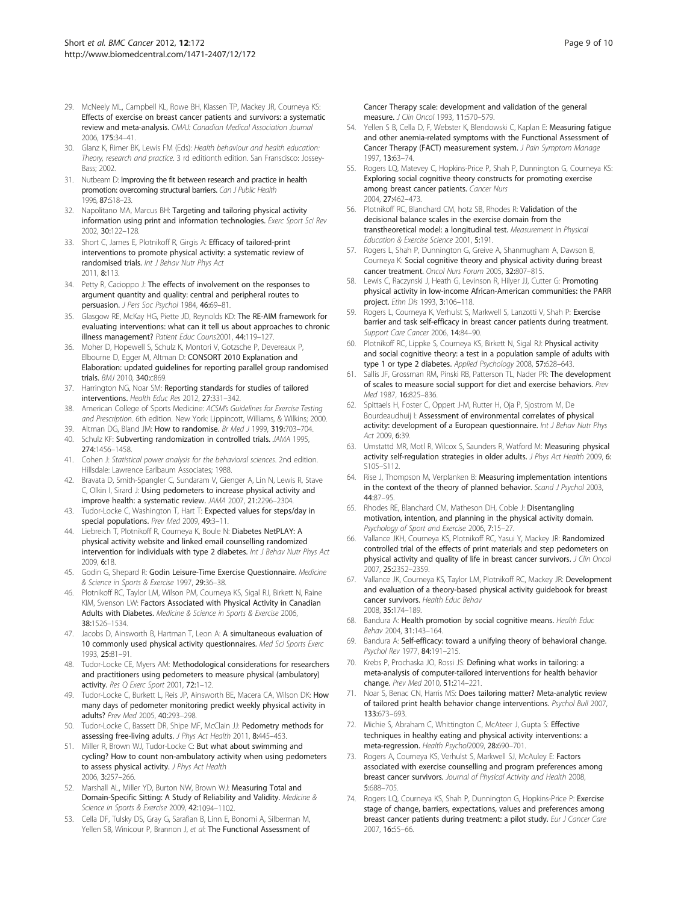29. McNeely ML, Campbell KL, Rowe BH, Klassen TP, Mackey JR, Courneya KS: **Effects of exercise on breast cancer patients and survivors: a systematic review and meta-analysis.** *CMAJ: Canadian Medical Association Journal* 2006, **175:**34–41.
30. Glanz K, Rimer BK, Lewis FM (Eds): *Health behaviour and health education: Theory, research and practice*. 3 rd editionth edition. San Franscisco: Jossey-Bass; 2002.
31. Nutbeam D: **Improving the fit between research and practice in health promotion: overcoming structural barriers.** *Can J Public Health* 1996, **87:**S18–23.
32. Napolitano MA, Marcus BH: **Targeting and tailoring physical activity information using print and information technologies.** *Exerc Sport Sci Rev* 2002, **30:**122–128.
33. Short C, James E, Plotnikoff R, Girgis A: **Efficacy of tailored-print interventions to promote physical activity: a systematic review of randomised trials.** *Int J Behav Nutr Phys Act* 2011, **8:**113.
34. Petty R, Cacioppo J: **The effects of involvement on the responses to argument quantity and quality: central and peripheral routes to persuasion.** *J Pers Soc Psychol* 1984, **46:**69–81.
35. Glasgow RE, McKay HG, Piette JD, Reynolds KD: **The RE-AIM framework for evaluating interventions: what can it tell us about approaches to chronic illness management?** *Patient Educ Couns*2001, **44:**119–127.
36. Moher D, Hopewell S, Schulz K, Montori V, Gotzsche P, Devereaux P, Elbourne D, Egger M, Altman D: **CONSORT 2010 Explanation and Elaboration: updated guidelines for reporting parallel group randomised trials.** *BMJ* 2010, **340:**c869.
37. Harrington NG, Noar SM: **Reporting standards for studies of tailored interventions.** *Health Educ Res* 2012, **27:**331–342.
38. American College of Sports Medicine: *ACSM's Guidelines for Exercise Testing and Prescription*. 6th edition. New York: Lippincott, Williams, & Wilkins; 2000.
39. Altman DG, Bland JM: **How to randomise.** *Br Med J* 1999, **319:**703–704.
40. Schulz KF: **Subverting randomization in controlled trials.** *JAMA* 1995, **274:**1456–1458.
41. Cohen J: *Statistical power analysis for the behavioral sciences*. 2nd edition. Hillsdale: Lawrence Earlbaum Associates; 1988.
42. Bravata D, Smith-Spangler C, Sundaram V, Gienger A, Lin N, Lewis R, Stave C, Olkin I, Sirard J: **Using pedometers to increase physical activity and improve health: a systematic review.** *JAMA* 2007, **21:**2296–2304.
43. Tudor-Locke C, Washington T, Hart T: **Expected values for steps/day in special populations.** *Prev Med* 2009, **49:**3–11.
44. Liebreich T, Plotnikoff R, Courneya K, Boule N: **Diabetes NetPLAY: A physical activity website and linked email counselling randomized intervention for individuals with type 2 diabetes.** *Int J Behav Nutr Phys Act* 2009, **6:**18.
45. Godin G, Shepard R: **Godin Leisure-Time Exercise Questionnaire.** *Medicine & Science in Sports & Exercise* 1997, **29:**36–38.
46. Plotnikoff RC, Taylor LM, Wilson PM, Courneya KS, Sigal RJ, Birkett N, Raine KIM, Svenson LW: **Factors Associated with Physical Activity in Canadian Adults with Diabetes.** *Medicine & Science in Sports & Exercise* 2006, **38:**1526–1534.
47. Jacobs D, Ainsworth B, Hartman T, Leon A: **A simultaneous evaluation of 10 commonly used physical activity questionnaires.** *Med Sci Sports Exerc* 1993, **25:**81–91.
48. Tudor-Locke CE, Myers AM: **Methodological considerations for researchers and practitioners using pedometers to measure physical (ambulatory) activity.** *Res Q Exerc Sport* 2001, **72:**1–12.
49. Tudor-Locke C, Burkett L, Reis JP, Ainsworth BE, Macera CA, Wilson DK: **How many days of pedometer monitoring predict weekly physical activity in adults?** *Prev Med* 2005, **40:**293–298.
50. Tudor-Locke C, Bassett DR, Shipe MF, McClain JJ: **Pedometry methods for assessing free-living adults.** *J Phys Act Health* 2011, **8:**445–453.
51. Miller R, Brown WJ, Tudor-Locke C: **But what about swimming and cycling? How to count non-ambulatory activity when using pedometers to assess physical activity.** *J Phys Act Health* 2006, **3:**257–266.
52. Marshall AL, Miller YD, Burton NW, Brown WJ: **Measuring Total and Domain-Specific Sitting: A Study of Reliability and Validity.** *Medicine & Science in Sports & Exercise* 2009, **42:**1094–1102.
53. Cella DF, Tulsky DS, Gray G, Sarafian B, Linn E, Bonomi A, Silberman M, Yellen SB, Winicour P, Brannon J, *et al*: **The Functional Assessment of Cancer Therapy scale: development and validation of the general measure.** *J Clin Oncol* 1993, **11:**570–579.
54. Yellen S B, Cella D, F, Webster K, Blendowski C, Kaplan E: **Measuring fatigue and other anemia-related symptoms with the Functional Assessment of Cancer Therapy (FACT) measurement system.** *J Pain Symptom Manage* 1997, **13:**63–74.
55. Rogers LQ, Matevey C, Hopkins-Price P, Shah P, Dunnington G, Courneya KS: **Exploring social cognitive theory constructs for promoting exercise among breast cancer patients.** *Cancer Nurs* 2004, **27:**462–473.
56. Plotnikoff RC, Blanchard CM, hotz SB, Rhodes R: **Validation of the decisional balance scales in the exercise domain from the transtheoretical model: a longitudinal test.** *Measurement in Physical Education & Exercise Science* 2001, **5:**191.
57. Rogers L, Shah P, Dunnington G, Greive A, Shanmugham A, Dawson B, Courneya K: **Social cognitive theory and physical activity during breast cancer treatment.** *Oncol Nurs Forum* 2005, **32:**807–815.
58. Lewis C, Raczynski J, Heath G, Levinson R, Hilyer JJ, Cutter G: **Promoting physical activity in low-income African-American communities: the PARR project.** *Ethn Dis* 1993, **3:**106–118.
59. Rogers L, Courneya K, Verhulst S, Markwell S, Lanzotti V, Shah P: **Exercise barrier and task self-efficacy in breast cancer patients during treatment.** *Support Care Cancer* 2006, **14:**84–90.
60. Plotnikoff RC, Lippke S, Courneya KS, Birkett N, Sigal RJ: **Physical activity and social cognitive theory: a test in a population sample of adults with type 1 or type 2 diabetes.** *Applied Psychology* 2008, **57:**628–643.
61. Sallis JF, Grossman RM, Pinski RB, Patterson TL, Nader PR: **The development of scales to measure social support for diet and exercise behaviors.** *Prev Med* 1987, **16:**825–836.
62. Spittaels H, Foster C, Oppert J-M, Rutter H, Oja P, Sjostrom M, De Bourdeaudhuij I: **Assessment of environmental correlates of physical activity: development of a European questionnaire.** *Int J Behav Nutr Phys Act* 2009, **6:**39.
63. Umstattd MR, Motl R, Wilcox S, Saunders R, Watford M: **Measuring physical activity self-regulation strategies in older adults.** *J Phys Act Health* 2009, **6:** S105–S112.
64. Rise J, Thompson M, Verplanken B: **Measuring implementation intentions in the context of the theory of planned behavior.** *Scand J Psychol* 2003, **44:**87–95.
65. Rhodes RE, Blanchard CM, Matheson DH, Coble J: **Disentangling motivation, intention, and planning in the physical activity domain.** *Psychology of Sport and Exercise* 2006, **7:**15–27.
66. Vallance JKH, Courneya KS, Plotnikoff RC, Yasui Y, Mackey JR: **Randomized controlled trial of the effects of print materials and step pedometers on physical activity and quality of life in breast cancer survivors.** *J Clin Oncol* 2007, **25:**2352–2359.
67. Vallance JK, Courneya KS, Taylor LM, Plotnikoff RC, Mackey JR: **Development and evaluation of a theory-based physical activity guidebook for breast cancer survivors.** *Health Educ Behav* 2008, **35:**174–189.
68. Bandura A: **Health promotion by social cognitive means.** *Health Educ Behav* 2004, **31:**143–164.
69. Bandura A: **Self-efficacy: toward a unifying theory of behavioral change.** *Psychol Rev* 1977, **84:**191–215.
70. Krebs P, Prochaska JO, Rossi JS: **Defining what works in tailoring: a meta-analysis of computer-tailored interventions for health behavior change.** *Prev Med* 2010, **51:**214–221.
71. Noar S, Benac CN, Harris MS: **Does tailoring matter? Meta-analytic review of tailored print health behavior change interventions.** *Psychol Bull* 2007, **133:**673–693.
72. Michie S, Abraham C, Whittington C, McAteer J, Gupta S: **Effective techniques in healthy eating and physical activity interventions: a meta-regression.** *Health Psychol*2009, **28:**690–701.
73. Rogers A, Courneya KS, Verhulst S, Markwell SJ, McAuley E: **Factors associated with exercise counselling and program preferences among breast cancer survivors.** *Journal of Physical Activity and Health* 2008, **5:**688–705.
74. Rogers LQ, Courneya KS, Shah P, Dunnington G, Hopkins-Price P: **Exercise stage of change, barriers, expectations, values and preferences among breast cancer patients during treatment: a pilot study.** *Eur J Cancer Care* 2007, **16:**55–66.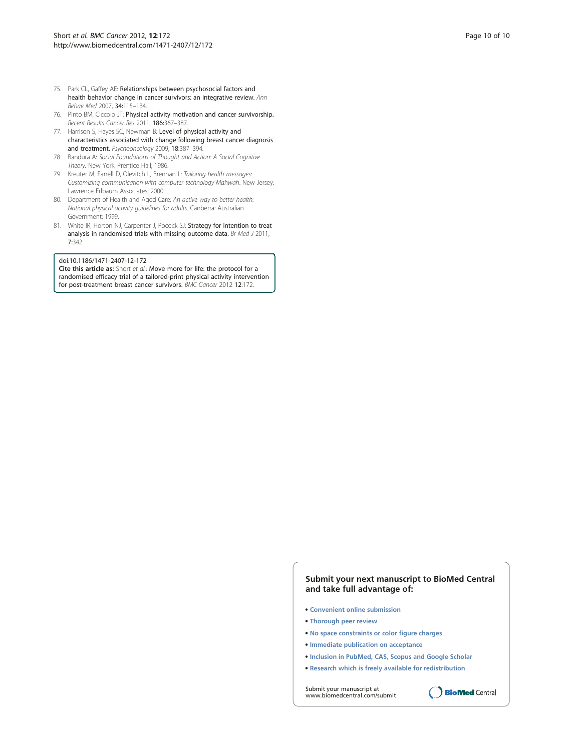75. Park CL, Gaffey AE: Relationships between psychosocial factors and health behavior change in cancer survivors: an integrative review. *Ann Behav Med* 2007, **34**:115–134.
76. Pinto BM, Ciccolo JT: Physical activity motivation and cancer survivorship. *Recent Results Cancer Res* 2011, **186**:367–387.
77. Harrison S, Hayes SC, Newman B: Level of physical activity and characteristics associated with change following breast cancer diagnosis and treatment. *Psychooncology* 2009, **18**:387–394.
78. Bandura A: *Social Foundations of Thought and Action: A Social Cognitive Theory*. New York: Prentice Hall; 1986.
79. Kreuter M, Farrell D, Olevitch L, Brennan L: *Tailoring health messages: Customizing communication with computer technology Mahwah*. New Jersey: Lawrence Erlbaum Associates; 2000.
80. Department of Health and Aged Care: *An active way to better health: National physical activity guidelines for adults*. Canberra: Australian Government; 1999.
81. White IR, Horton NJ, Carpenter J, Pocock SJ: Strategy for intention to treat analysis in randomised trials with missing outcome data. *Br Med J* 2011, **7**:342.

doi:10.1186/1471-2407-12-172

**Cite this article as:** Short *et al.*: Move more for life: the protocol for a randomised efficacy trial of a tailored-print physical activity intervention for post-treatment breast cancer survivors. *BMC Cancer* 2012 **12**:172.

**Submit your next manuscript to BioMed Central and take full advantage of:**

- **Convenient online submission**
- **Thorough peer review**
- **No space constraints or color figure charges**
- **Immediate publication on acceptance**
- **Inclusion in PubMed, CAS, Scopus and Google Scholar**
- **Research which is freely available for redistribution**

Submit your manuscript at www.biomedcentral.com/submit